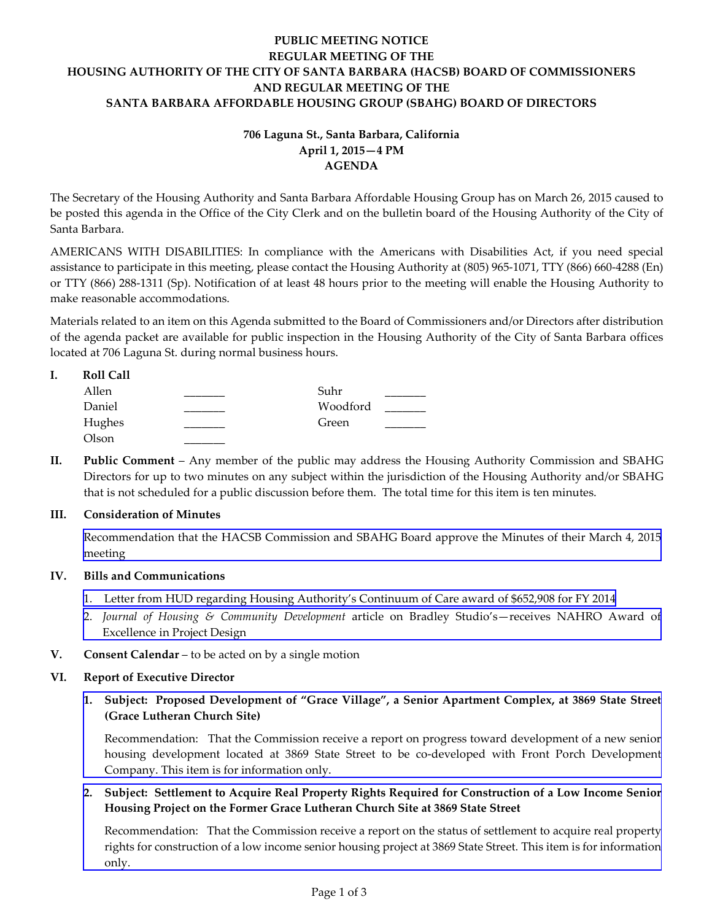**PUBLIC MEETING NOTICE**
**REGULAR MEETING OF THE**
**HOUSING AUTHORITY OF THE CITY OF SANTA BARBARA (HACSB) BOARD OF COMMISSIONERS**
**AND REGULAR MEETING OF THE**
**SANTA BARBARA AFFORDABLE HOUSING GROUP (SBAHG) BOARD OF DIRECTORS**

**706 Laguna St., Santa Barbara, California**
**April 1, 2015—4 PM**
**AGENDA**

The Secretary of the Housing Authority and Santa Barbara Affordable Housing Group has on March 26, 2015 caused to be posted this agenda in the Office of the City Clerk and on the bulletin board of the Housing Authority of the City of Santa Barbara.

AMERICANS WITH DISABILITIES: In compliance with the Americans with Disabilities Act, if you need special assistance to participate in this meeting, please contact the Housing Authority at (805) 965-1071, TTY (866) 660-4288 (En) or TTY (866) 288-1311 (Sp). Notification of at least 48 hours prior to the meeting will enable the Housing Authority to make reasonable accommodations.

Materials related to an item on this Agenda submitted to the Board of Commissioners and/or Directors after distribution of the agenda packet are available for public inspection in the Housing Authority of the City of Santa Barbara offices located at 706 Laguna St. during normal business hours.

**I. Roll Call**

| | | | |
|---|---|---|---|
| Allen | _______ | Suhr | _______ |
| Daniel | _______ | Woodford | _______ |
| Hughes | _______ | Green | _______ |
| Olson | _______ | | |

**II. Public Comment** – Any member of the public may address the Housing Authority Commission and SBAHG Directors for up to two minutes on any subject within the jurisdiction of the Housing Authority and/or SBAHG that is not scheduled for a public discussion before them. The total time for this item is ten minutes.

**III. Consideration of Minutes**

Recommendation that the HACSB Commission and SBAHG Board approve the Minutes of their March 4, 2015 meeting

**IV. Bills and Communications**

1. Letter from HUD regarding Housing Authority's Continuum of Care award of $652,908 for FY 2014
2. *Journal of Housing & Community Development* article on Bradley Studio's—receives NAHRO Award of Excellence in Project Design

**V. Consent Calendar** – to be acted on by a single motion

**VI. Report of Executive Director**

1. **Subject: Proposed Development of "Grace Village", a Senior Apartment Complex, at 3869 State Street (Grace Lutheran Church Site)**

   Recommendation: That the Commission receive a report on progress toward development of a new senior housing development located at 3869 State Street to be co-developed with Front Porch Development Company. This item is for information only.

2. **Subject: Settlement to Acquire Real Property Rights Required for Construction of a Low Income Senior Housing Project on the Former Grace Lutheran Church Site at 3869 State Street**

   Recommendation: That the Commission receive a report on the status of settlement to acquire real property rights for construction of a low income senior housing project at 3869 State Street. This item is for information only.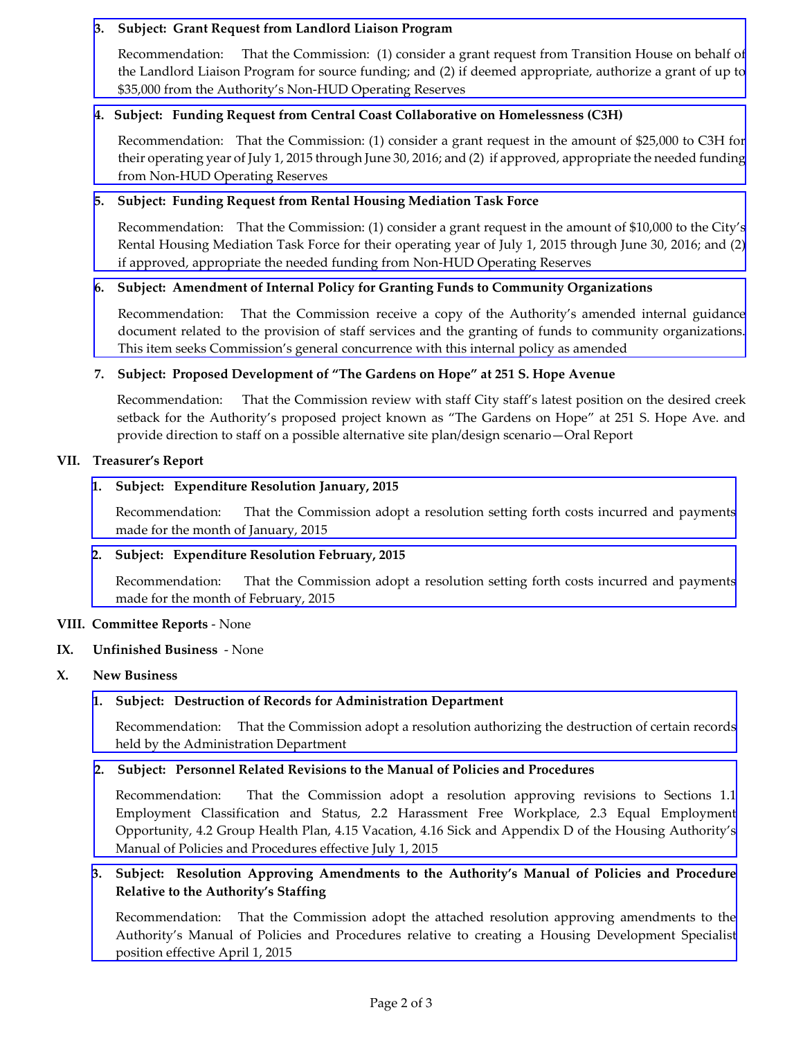3. **Subject: Grant Request from Landlord Liaison Program**

   Recommendation: That the Commission: (1) consider a grant request from Transition House on behalf of the Landlord Liaison Program for source funding; and (2) if deemed appropriate, authorize a grant of up to $35,000 from the Authority's Non-HUD Operating Reserves

4. **Subject: Funding Request from Central Coast Collaborative on Homelessness (C3H)**

   Recommendation: That the Commission: (1) consider a grant request in the amount of $25,000 to C3H for their operating year of July 1, 2015 through June 30, 2016; and (2) if approved, appropriate the needed funding from Non-HUD Operating Reserves

5. **Subject: Funding Request from Rental Housing Mediation Task Force**

   Recommendation: That the Commission: (1) consider a grant request in the amount of $10,000 to the City's Rental Housing Mediation Task Force for their operating year of July 1, 2015 through June 30, 2016; and (2) if approved, appropriate the needed funding from Non-HUD Operating Reserves

6. **Subject: Amendment of Internal Policy for Granting Funds to Community Organizations**

   Recommendation: That the Commission receive a copy of the Authority's amended internal guidance document related to the provision of staff services and the granting of funds to community organizations. This item seeks Commission's general concurrence with this internal policy as amended

7. **Subject: Proposed Development of "The Gardens on Hope" at 251 S. Hope Avenue**

   Recommendation: That the Commission review with staff City staff's latest position on the desired creek setback for the Authority's proposed project known as "The Gardens on Hope" at 251 S. Hope Ave. and provide direction to staff on a possible alternative site plan/design scenario—Oral Report

## VII. Treasurer's Report

1. **Subject: Expenditure Resolution January, 2015**

   Recommendation: That the Commission adopt a resolution setting forth costs incurred and payments made for the month of January, 2015

2. **Subject: Expenditure Resolution February, 2015**

   Recommendation: That the Commission adopt a resolution setting forth costs incurred and payments made for the month of February, 2015

## VIII. Committee Reports - None

## IX. Unfinished Business - None

## X. New Business

1. **Subject: Destruction of Records for Administration Department**

   Recommendation: That the Commission adopt a resolution authorizing the destruction of certain records held by the Administration Department

2. **Subject: Personnel Related Revisions to the Manual of Policies and Procedures**

   Recommendation: That the Commission adopt a resolution approving revisions to Sections 1.1 Employment Classification and Status, 2.2 Harassment Free Workplace, 2.3 Equal Employment Opportunity, 4.2 Group Health Plan, 4.15 Vacation, 4.16 Sick and Appendix D of the Housing Authority's Manual of Policies and Procedures effective July 1, 2015

3. **Subject: Resolution Approving Amendments to the Authority's Manual of Policies and Procedure Relative to the Authority's Staffing**

   Recommendation: That the Commission adopt the attached resolution approving amendments to the Authority's Manual of Policies and Procedures relative to creating a Housing Development Specialist position effective April 1, 2015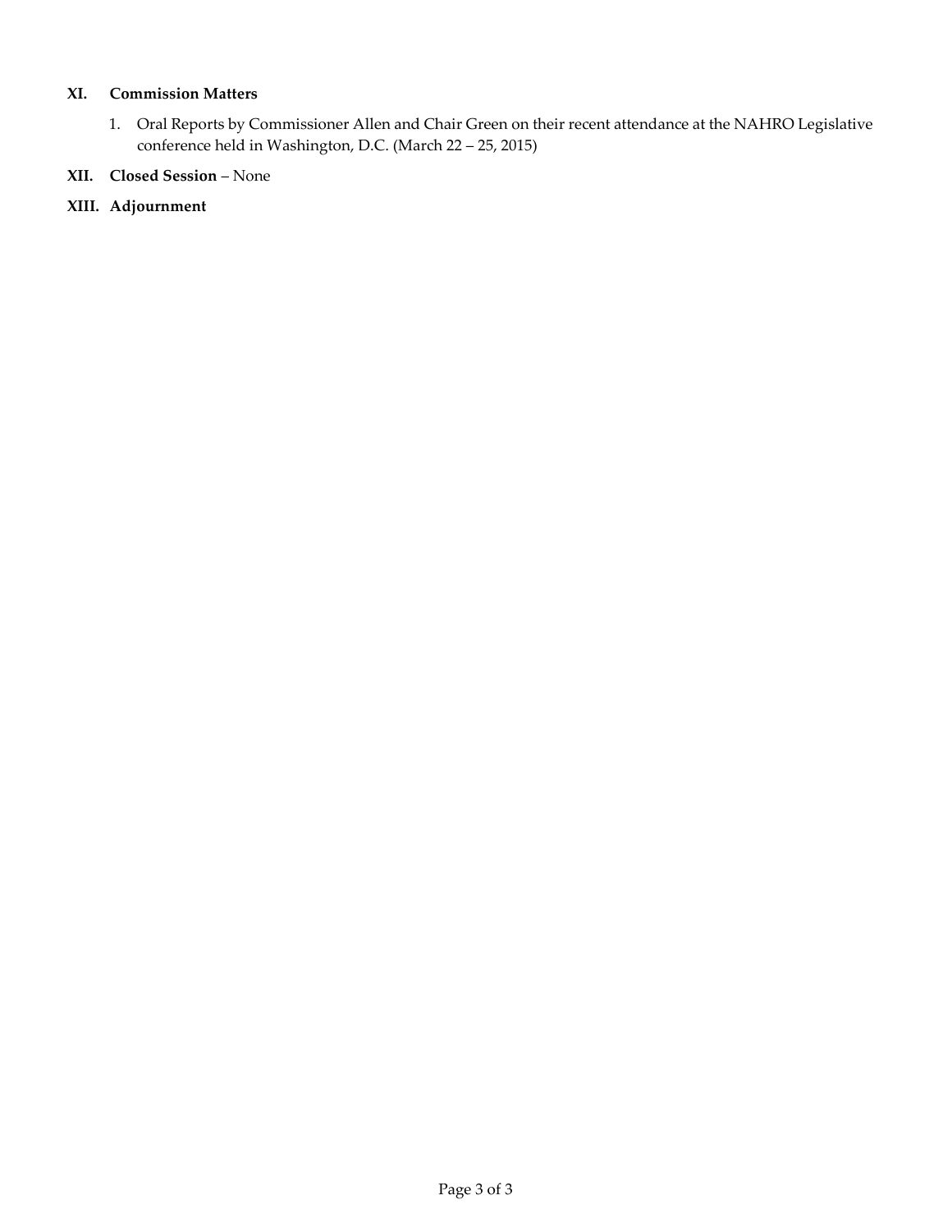**XI. Commission Matters**

1. Oral Reports by Commissioner Allen and Chair Green on their recent attendance at the NAHRO Legislative conference held in Washington, D.C. (March 22 – 25, 2015)

**XII. Closed Session** – None

**XIII. Adjournment**